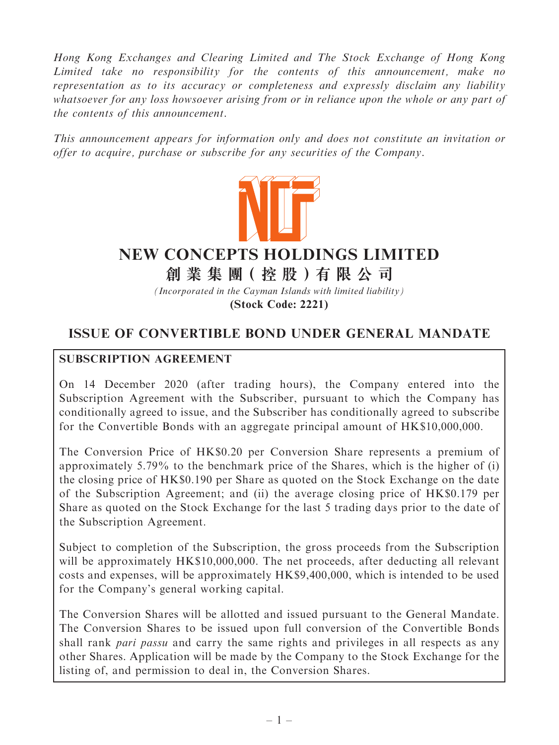*Hong Kong Exchanges and Clearing Limited and The Stock Exchange of Hong Kong Limited take no responsibility for the contents of this announcement, make no representation as to its accuracy or completeness and expressly disclaim any liability whatsoever for any loss howsoever arising from or in reliance upon the whole or any part of the contents of this announcement.*

*This announcement appears for information only and does not constitute an invitation or offer to acquire, purchase or subscribe for any securities of the Company.*

# NEW CONCEPTS HOLDINGS LIMITED

# 創業集團(控股)有限公司

*(Incorporated in the Cayman Islands with limited liability)*

**(Stock Code: 2221)**

## ISSUE OF CONVERTIBLE BOND UNDER GENERAL MANDATE

**SUBSCRIPTION AGREEMENT**

On 14 December 2020 (after trading hours), the Company entered into the Subscription Agreement with the Subscriber, pursuant to which the Company has conditionally agreed to issue, and the Subscriber has conditionally agreed to subscribe for the Convertible Bonds with an aggregate principal amount of HK$10,000,000.

The Conversion Price of HK$0.20 per Conversion Share represents a premium of approximately 5.79% to the benchmark price of the Shares, which is the higher of (i) the closing price of HK$0.190 per Share as quoted on the Stock Exchange on the date of the Subscription Agreement; and (ii) the average closing price of HK$0.179 per Share as quoted on the Stock Exchange for the last 5 trading days prior to the date of the Subscription Agreement.

Subject to completion of the Subscription, the gross proceeds from the Subscription will be approximately HK$10,000,000. The net proceeds, after deducting all relevant costs and expenses, will be approximately HK$9,400,000, which is intended to be used for the Company's general working capital.

The Conversion Shares will be allotted and issued pursuant to the General Mandate. The Conversion Shares to be issued upon full conversion of the Convertible Bonds shall rank *pari passu* and carry the same rights and privileges in all respects as any other Shares. Application will be made by the Company to the Stock Exchange for the listing of, and permission to deal in, the Conversion Shares.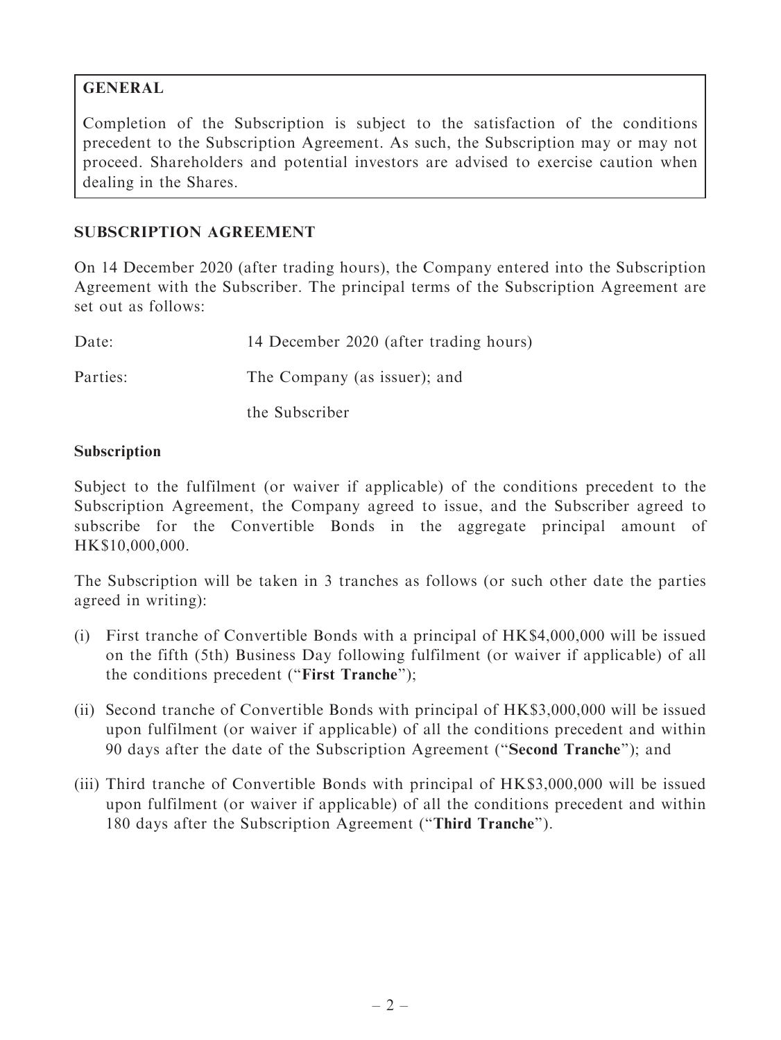## GENERAL

Completion of the Subscription is subject to the satisfaction of the conditions precedent to the Subscription Agreement. As such, the Subscription may or may not proceed. Shareholders and potential investors are advised to exercise caution when dealing in the Shares.

## SUBSCRIPTION AGREEMENT

On 14 December 2020 (after trading hours), the Company entered into the Subscription Agreement with the Subscriber. The principal terms of the Subscription Agreement are set out as follows:

Date: 14 December 2020 (after trading hours)

Parties: The Company (as issuer); and

the Subscriber

### Subscription

Subject to the fulfilment (or waiver if applicable) of the conditions precedent to the Subscription Agreement, the Company agreed to issue, and the Subscriber agreed to subscribe for the Convertible Bonds in the aggregate principal amount of HK$10,000,000.

The Subscription will be taken in 3 tranches as follows (or such other date the parties agreed in writing):

(i) First tranche of Convertible Bonds with a principal of HK$4,000,000 will be issued on the fifth (5th) Business Day following fulfilment (or waiver if applicable) of all the conditions precedent ("**First Tranche**");

(ii) Second tranche of Convertible Bonds with principal of HK$3,000,000 will be issued upon fulfilment (or waiver if applicable) of all the conditions precedent and within 90 days after the date of the Subscription Agreement ("**Second Tranche**"); and

(iii) Third tranche of Convertible Bonds with principal of HK$3,000,000 will be issued upon fulfilment (or waiver if applicable) of all the conditions precedent and within 180 days after the Subscription Agreement ("**Third Tranche**").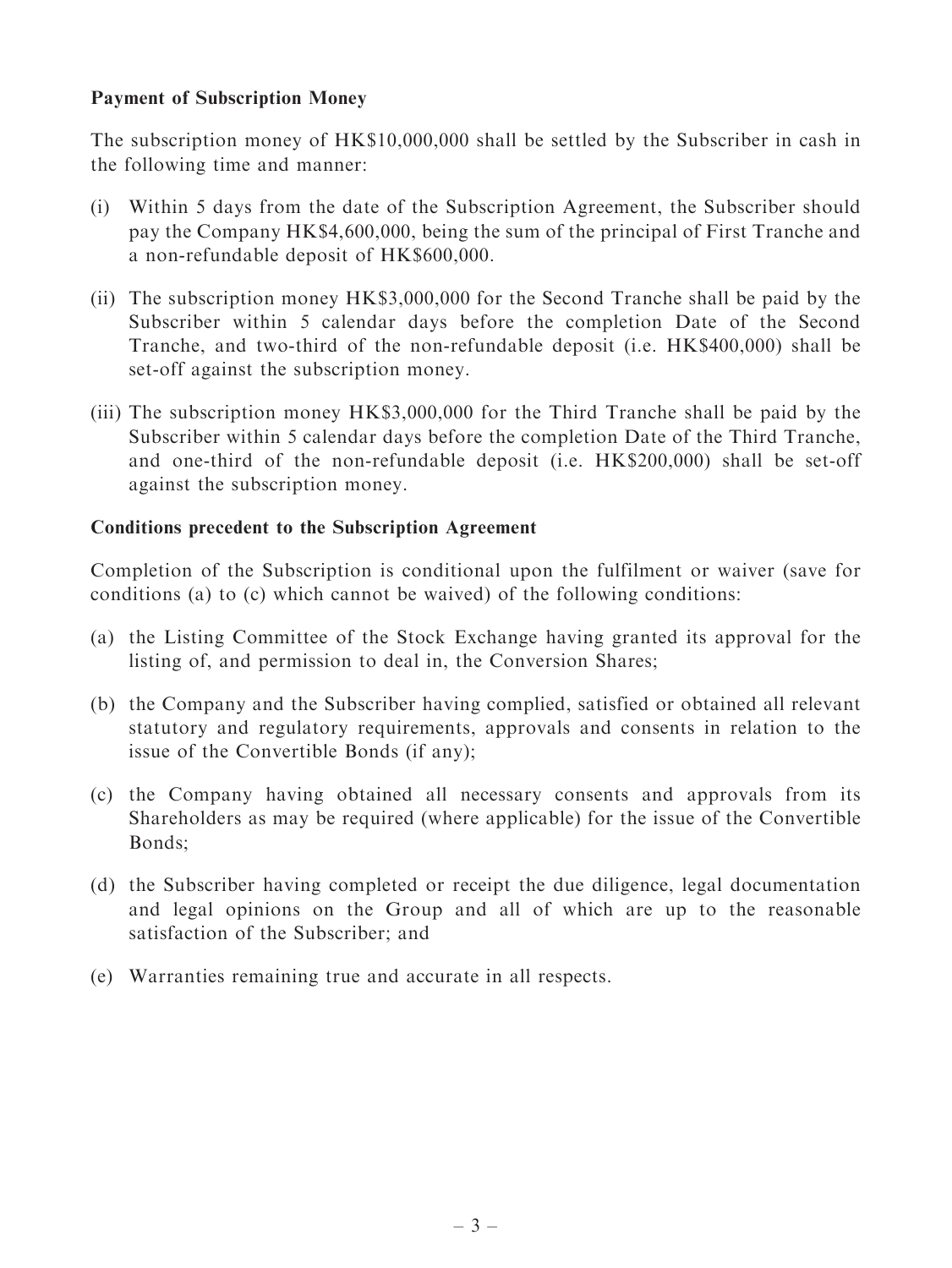**Payment of Subscription Money**

The subscription money of HK$10,000,000 shall be settled by the Subscriber in cash in the following time and manner:

(i) Within 5 days from the date of the Subscription Agreement, the Subscriber should pay the Company HK$4,600,000, being the sum of the principal of First Tranche and a non-refundable deposit of HK$600,000.

(ii) The subscription money HK$3,000,000 for the Second Tranche shall be paid by the Subscriber within 5 calendar days before the completion Date of the Second Tranche, and two-third of the non-refundable deposit (i.e. HK$400,000) shall be set-off against the subscription money.

(iii) The subscription money HK$3,000,000 for the Third Tranche shall be paid by the Subscriber within 5 calendar days before the completion Date of the Third Tranche, and one-third of the non-refundable deposit (i.e. HK$200,000) shall be set-off against the subscription money.

**Conditions precedent to the Subscription Agreement**

Completion of the Subscription is conditional upon the fulfilment or waiver (save for conditions (a) to (c) which cannot be waived) of the following conditions:

(a) the Listing Committee of the Stock Exchange having granted its approval for the listing of, and permission to deal in, the Conversion Shares;

(b) the Company and the Subscriber having complied, satisfied or obtained all relevant statutory and regulatory requirements, approvals and consents in relation to the issue of the Convertible Bonds (if any);

(c) the Company having obtained all necessary consents and approvals from its Shareholders as may be required (where applicable) for the issue of the Convertible Bonds;

(d) the Subscriber having completed or receipt the due diligence, legal documentation and legal opinions on the Group and all of which are up to the reasonable satisfaction of the Subscriber; and

(e) Warranties remaining true and accurate in all respects.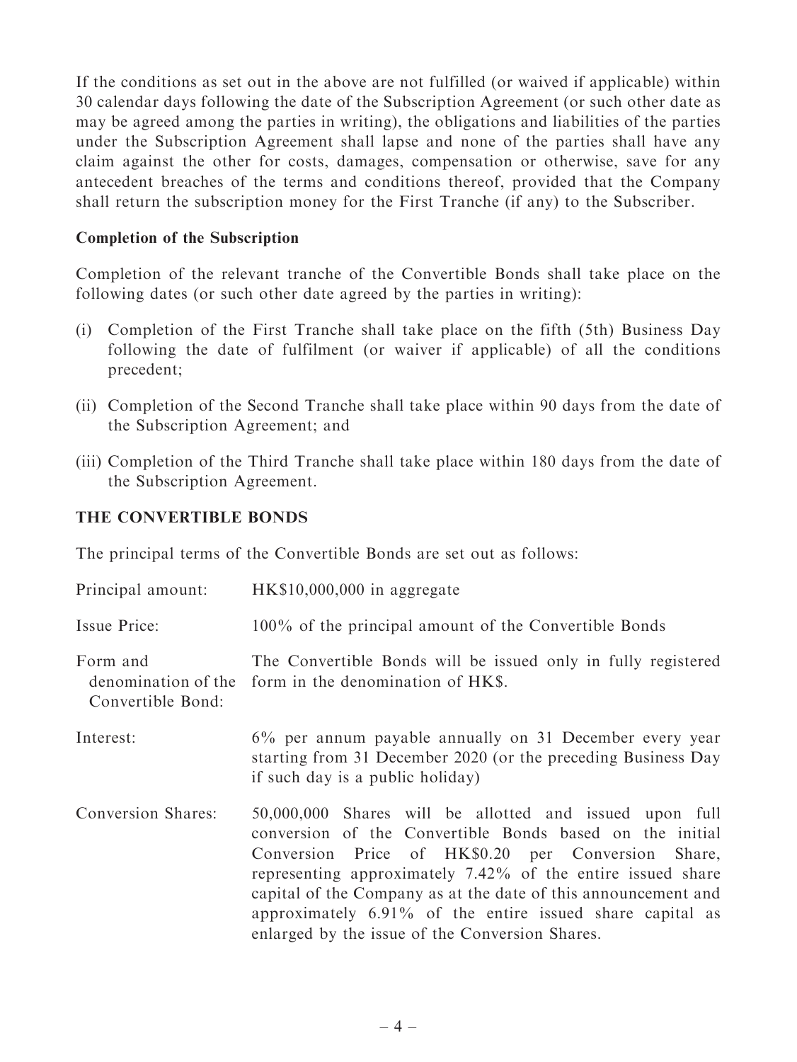If the conditions as set out in the above are not fulfilled (or waived if applicable) within 30 calendar days following the date of the Subscription Agreement (or such other date as may be agreed among the parties in writing), the obligations and liabilities of the parties under the Subscription Agreement shall lapse and none of the parties shall have any claim against the other for costs, damages, compensation or otherwise, save for any antecedent breaches of the terms and conditions thereof, provided that the Company shall return the subscription money for the First Tranche (if any) to the Subscriber.

**Completion of the Subscription**

Completion of the relevant tranche of the Convertible Bonds shall take place on the following dates (or such other date agreed by the parties in writing):

(i) Completion of the First Tranche shall take place on the fifth (5th) Business Day following the date of fulfilment (or waiver if applicable) of all the conditions precedent;

(ii) Completion of the Second Tranche shall take place within 90 days from the date of the Subscription Agreement; and

(iii) Completion of the Third Tranche shall take place within 180 days from the date of the Subscription Agreement.

## THE CONVERTIBLE BONDS

The principal terms of the Convertible Bonds are set out as follows:

| | |
|---|---|
| Principal amount: | HK$10,000,000 in aggregate |
| Issue Price: | 100% of the principal amount of the Convertible Bonds |
| Form and denomination of the Convertible Bond: | The Convertible Bonds will be issued only in fully registered form in the denomination of HK$. |
| Interest: | 6% per annum payable annually on 31 December every year starting from 31 December 2020 (or the preceding Business Day if such day is a public holiday) |
| Conversion Shares: | 50,000,000 Shares will be allotted and issued upon full conversion of the Convertible Bonds based on the initial Conversion Price of HK$0.20 per Conversion Share, representing approximately 7.42% of the entire issued share capital of the Company as at the date of this announcement and approximately 6.91% of the entire issued share capital as enlarged by the issue of the Conversion Shares. |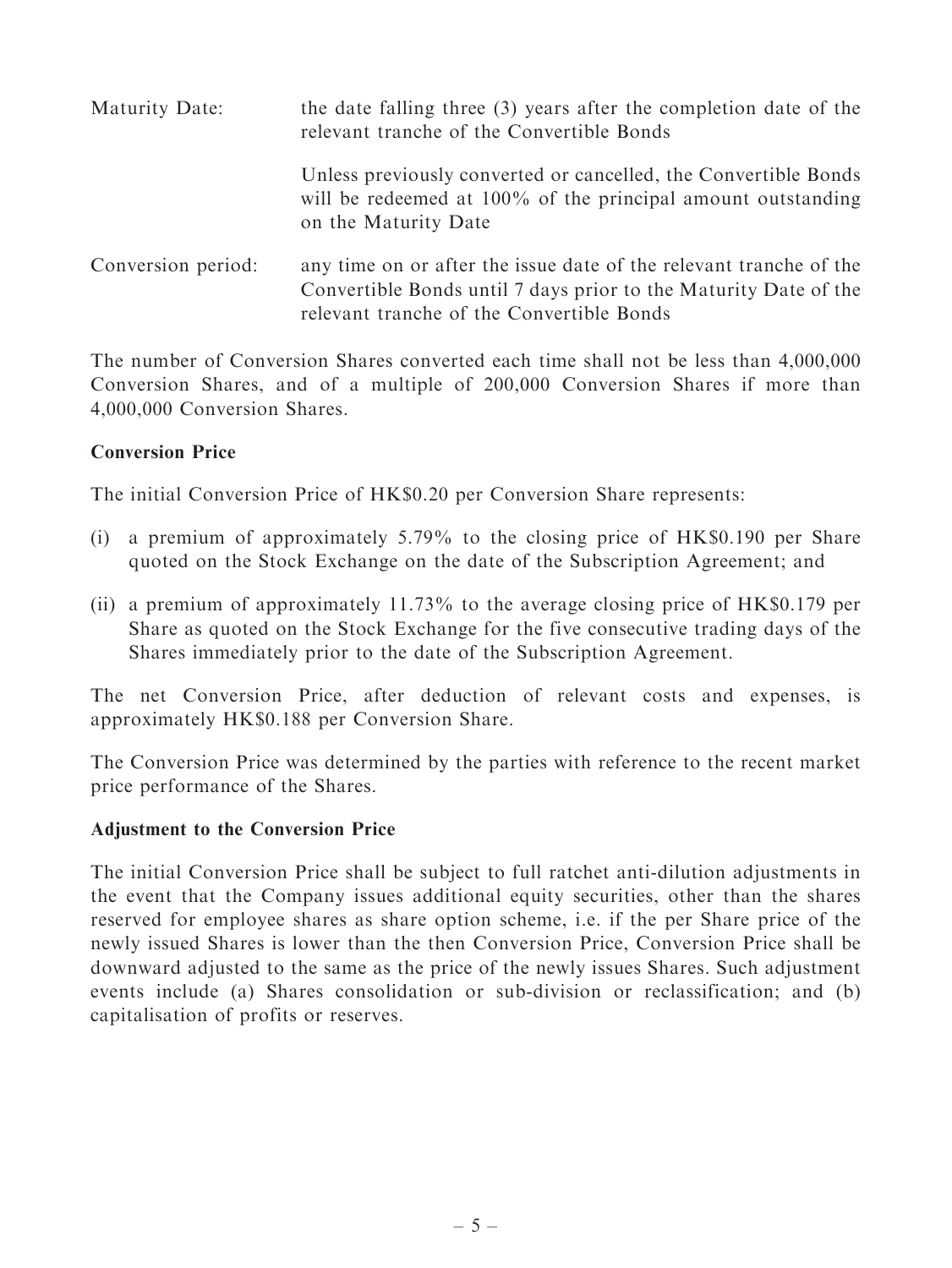| | |
|---|---|
| Maturity Date: | the date falling three (3) years after the completion date of the relevant tranche of the Convertible Bonds<br><br>Unless previously converted or cancelled, the Convertible Bonds will be redeemed at 100% of the principal amount outstanding on the Maturity Date |
| Conversion period: | any time on or after the issue date of the relevant tranche of the Convertible Bonds until 7 days prior to the Maturity Date of the relevant tranche of the Convertible Bonds |

The number of Conversion Shares converted each time shall not be less than 4,000,000 Conversion Shares, and of a multiple of 200,000 Conversion Shares if more than 4,000,000 Conversion Shares.

**Conversion Price**

The initial Conversion Price of HK$0.20 per Conversion Share represents:

(i) a premium of approximately 5.79% to the closing price of HK$0.190 per Share quoted on the Stock Exchange on the date of the Subscription Agreement; and

(ii) a premium of approximately 11.73% to the average closing price of HK$0.179 per Share as quoted on the Stock Exchange for the five consecutive trading days of the Shares immediately prior to the date of the Subscription Agreement.

The net Conversion Price, after deduction of relevant costs and expenses, is approximately HK$0.188 per Conversion Share.

The Conversion Price was determined by the parties with reference to the recent market price performance of the Shares.

**Adjustment to the Conversion Price**

The initial Conversion Price shall be subject to full ratchet anti-dilution adjustments in the event that the Company issues additional equity securities, other than the shares reserved for employee shares as share option scheme, i.e. if the per Share price of the newly issued Shares is lower than the then Conversion Price, Conversion Price shall be downward adjusted to the same as the price of the newly issues Shares. Such adjustment events include (a) Shares consolidation or sub-division or reclassification; and (b) capitalisation of profits or reserves.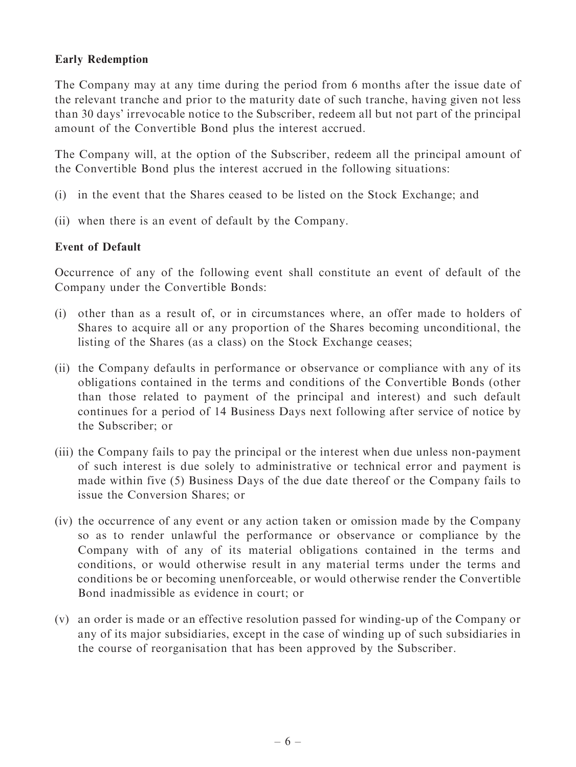**Early Redemption**

The Company may at any time during the period from 6 months after the issue date of the relevant tranche and prior to the maturity date of such tranche, having given not less than 30 days' irrevocable notice to the Subscriber, redeem all but not part of the principal amount of the Convertible Bond plus the interest accrued.

The Company will, at the option of the Subscriber, redeem all the principal amount of the Convertible Bond plus the interest accrued in the following situations:

(i) in the event that the Shares ceased to be listed on the Stock Exchange; and

(ii) when there is an event of default by the Company.

**Event of Default**

Occurrence of any of the following event shall constitute an event of default of the Company under the Convertible Bonds:

(i) other than as a result of, or in circumstances where, an offer made to holders of Shares to acquire all or any proportion of the Shares becoming unconditional, the listing of the Shares (as a class) on the Stock Exchange ceases;

(ii) the Company defaults in performance or observance or compliance with any of its obligations contained in the terms and conditions of the Convertible Bonds (other than those related to payment of the principal and interest) and such default continues for a period of 14 Business Days next following after service of notice by the Subscriber; or

(iii) the Company fails to pay the principal or the interest when due unless non-payment of such interest is due solely to administrative or technical error and payment is made within five (5) Business Days of the due date thereof or the Company fails to issue the Conversion Shares; or

(iv) the occurrence of any event or any action taken or omission made by the Company so as to render unlawful the performance or observance or compliance by the Company with of any of its material obligations contained in the terms and conditions, or would otherwise result in any material terms under the terms and conditions be or becoming unenforceable, or would otherwise render the Convertible Bond inadmissible as evidence in court; or

(v) an order is made or an effective resolution passed for winding-up of the Company or any of its major subsidiaries, except in the case of winding up of such subsidiaries in the course of reorganisation that has been approved by the Subscriber.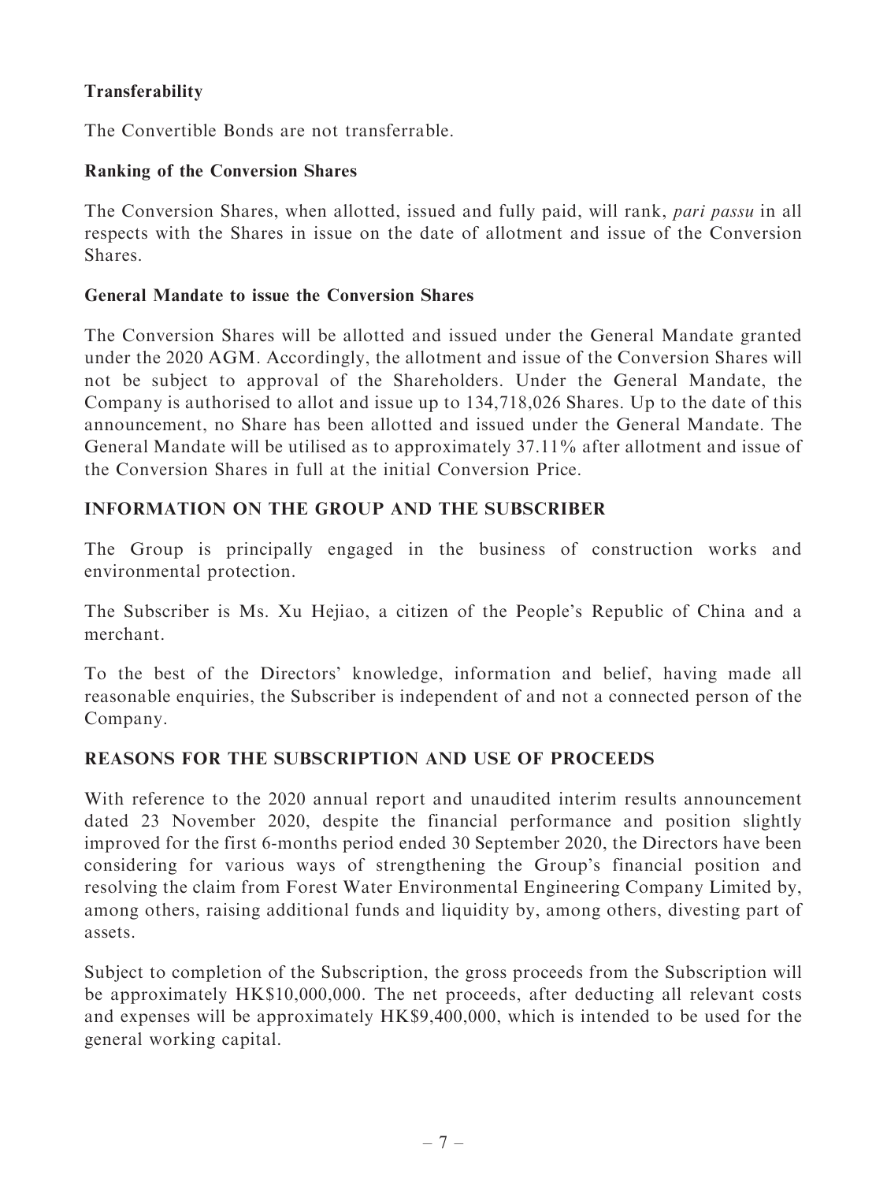**Transferability**

The Convertible Bonds are not transferrable.

**Ranking of the Conversion Shares**

The Conversion Shares, when allotted, issued and fully paid, will rank, *pari passu* in all respects with the Shares in issue on the date of allotment and issue of the Conversion Shares.

**General Mandate to issue the Conversion Shares**

The Conversion Shares will be allotted and issued under the General Mandate granted under the 2020 AGM. Accordingly, the allotment and issue of the Conversion Shares will not be subject to approval of the Shareholders. Under the General Mandate, the Company is authorised to allot and issue up to 134,718,026 Shares. Up to the date of this announcement, no Share has been allotted and issued under the General Mandate. The General Mandate will be utilised as to approximately 37.11% after allotment and issue of the Conversion Shares in full at the initial Conversion Price.

## INFORMATION ON THE GROUP AND THE SUBSCRIBER

The Group is principally engaged in the business of construction works and environmental protection.

The Subscriber is Ms. Xu Hejiao, a citizen of the People's Republic of China and a merchant.

To the best of the Directors' knowledge, information and belief, having made all reasonable enquiries, the Subscriber is independent of and not a connected person of the Company.

## REASONS FOR THE SUBSCRIPTION AND USE OF PROCEEDS

With reference to the 2020 annual report and unaudited interim results announcement dated 23 November 2020, despite the financial performance and position slightly improved for the first 6-months period ended 30 September 2020, the Directors have been considering for various ways of strengthening the Group's financial position and resolving the claim from Forest Water Environmental Engineering Company Limited by, among others, raising additional funds and liquidity by, among others, divesting part of assets.

Subject to completion of the Subscription, the gross proceeds from the Subscription will be approximately HK$10,000,000. The net proceeds, after deducting all relevant costs and expenses will be approximately HK$9,400,000, which is intended to be used for the general working capital.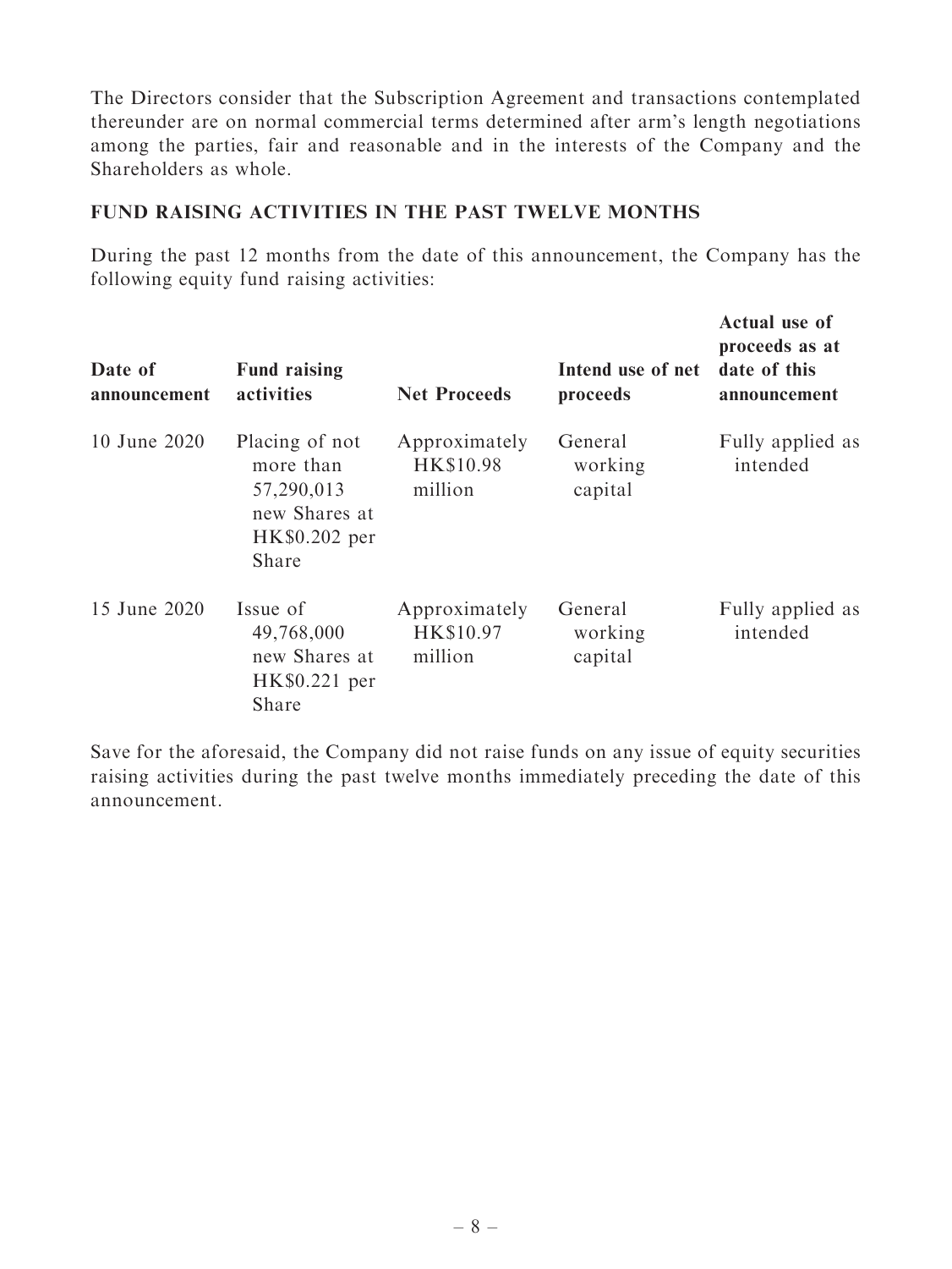The Directors consider that the Subscription Agreement and transactions contemplated thereunder are on normal commercial terms determined after arm's length negotiations among the parties, fair and reasonable and in the interests of the Company and the Shareholders as whole.

## FUND RAISING ACTIVITIES IN THE PAST TWELVE MONTHS

During the past 12 months from the date of this announcement, the Company has the following equity fund raising activities:

| Date of announcement | Fund raising activities | Net Proceeds | Intend use of net proceeds | Actual use of proceeds as at date of this announcement |
|---|---|---|---|---|
| 10 June 2020 | Placing of not more than 57,290,013 new Shares at HK$0.202 per Share | Approximately HK$10.98 million | General working capital | Fully applied as intended |
| 15 June 2020 | Issue of 49,768,000 new Shares at HK$0.221 per Share | Approximately HK$10.97 million | General working capital | Fully applied as intended |

Save for the aforesaid, the Company did not raise funds on any issue of equity securities raising activities during the past twelve months immediately preceding the date of this announcement.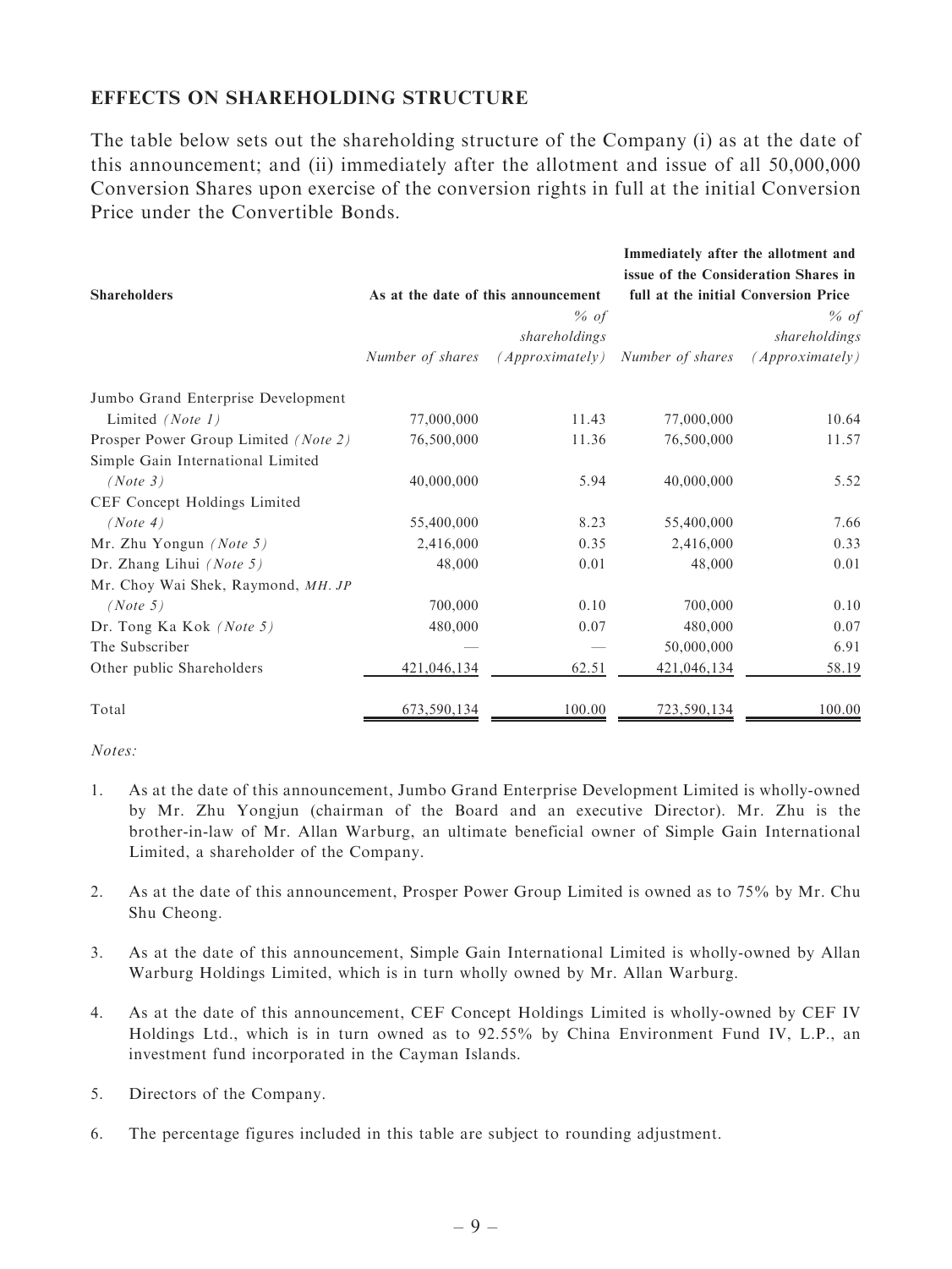## EFFECTS ON SHAREHOLDING STRUCTURE

The table below sets out the shareholding structure of the Company (i) as at the date of this announcement; and (ii) immediately after the allotment and issue of all 50,000,000 Conversion Shares upon exercise of the conversion rights in full at the initial Conversion Price under the Convertible Bonds.

| Shareholders | As at the date of this announcement | | Immediately after the allotment and issue of the Consideration Shares in full at the initial Conversion Price | |
|---|---|---|---|---|
| | *Number of shares* | *% of shareholdings (Approximately)* | *Number of shares* | *% of shareholdings (Approximately)* |
| Jumbo Grand Enterprise Development Limited *(Note 1)* | 77,000,000 | 11.43 | 77,000,000 | 10.64 |
| Prosper Power Group Limited *(Note 2)* | 76,500,000 | 11.36 | 76,500,000 | 11.57 |
| Simple Gain International Limited *(Note 3)* | 40,000,000 | 5.94 | 40,000,000 | 5.52 |
| CEF Concept Holdings Limited *(Note 4)* | 55,400,000 | 8.23 | 55,400,000 | 7.66 |
| Mr. Zhu Yongun *(Note 5)* | 2,416,000 | 0.35 | 2,416,000 | 0.33 |
| Dr. Zhang Lihui *(Note 5)* | 48,000 | 0.01 | 48,000 | 0.01 |
| Mr. Choy Wai Shek, Raymond, *MH. JP* *(Note 5)* | 700,000 | 0.10 | 700,000 | 0.10 |
| Dr. Tong Ka Kok *(Note 5)* | 480,000 | 0.07 | 480,000 | 0.07 |
| The Subscriber | — | — | 50,000,000 | 6.91 |
| Other public Shareholders | 421,046,134 | 62.51 | 421,046,134 | 58.19 |
| Total | 673,590,134 | 100.00 | 723,590,134 | 100.00 |

*Notes:*

1. As at the date of this announcement, Jumbo Grand Enterprise Development Limited is wholly-owned by Mr. Zhu Yongjun (chairman of the Board and an executive Director). Mr. Zhu is the brother-in-law of Mr. Allan Warburg, an ultimate beneficial owner of Simple Gain International Limited, a shareholder of the Company.

2. As at the date of this announcement, Prosper Power Group Limited is owned as to 75% by Mr. Chu Shu Cheong.

3. As at the date of this announcement, Simple Gain International Limited is wholly-owned by Allan Warburg Holdings Limited, which is in turn wholly owned by Mr. Allan Warburg.

4. As at the date of this announcement, CEF Concept Holdings Limited is wholly-owned by CEF IV Holdings Ltd., which is in turn owned as to 92.55% by China Environment Fund IV, L.P., an investment fund incorporated in the Cayman Islands.

5. Directors of the Company.

6. The percentage figures included in this table are subject to rounding adjustment.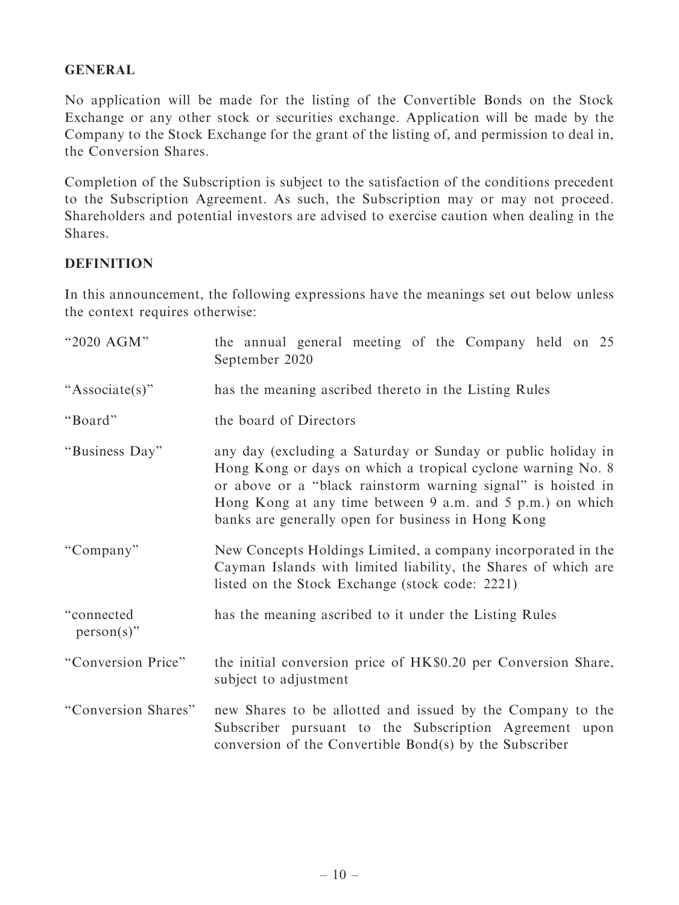## GENERAL

No application will be made for the listing of the Convertible Bonds on the Stock Exchange or any other stock or securities exchange. Application will be made by the Company to the Stock Exchange for the grant of the listing of, and permission to deal in, the Conversion Shares.

Completion of the Subscription is subject to the satisfaction of the conditions precedent to the Subscription Agreement. As such, the Subscription may or may not proceed. Shareholders and potential investors are advised to exercise caution when dealing in the Shares.

## DEFINITION

In this announcement, the following expressions have the meanings set out below unless the context requires otherwise:

| | |
|---|---|
| "2020 AGM" | the annual general meeting of the Company held on 25 September 2020 |
| "Associate(s)" | has the meaning ascribed thereto in the Listing Rules |
| "Board" | the board of Directors |
| "Business Day" | any day (excluding a Saturday or Sunday or public holiday in Hong Kong or days on which a tropical cyclone warning No. 8 or above or a "black rainstorm warning signal" is hoisted in Hong Kong at any time between 9 a.m. and 5 p.m.) on which banks are generally open for business in Hong Kong |
| "Company" | New Concepts Holdings Limited, a company incorporated in the Cayman Islands with limited liability, the Shares of which are listed on the Stock Exchange (stock code: 2221) |
| "connected person(s)" | has the meaning ascribed to it under the Listing Rules |
| "Conversion Price" | the initial conversion price of HK$0.20 per Conversion Share, subject to adjustment |
| "Conversion Shares" | new Shares to be allotted and issued by the Company to the Subscriber pursuant to the Subscription Agreement upon conversion of the Convertible Bond(s) by the Subscriber |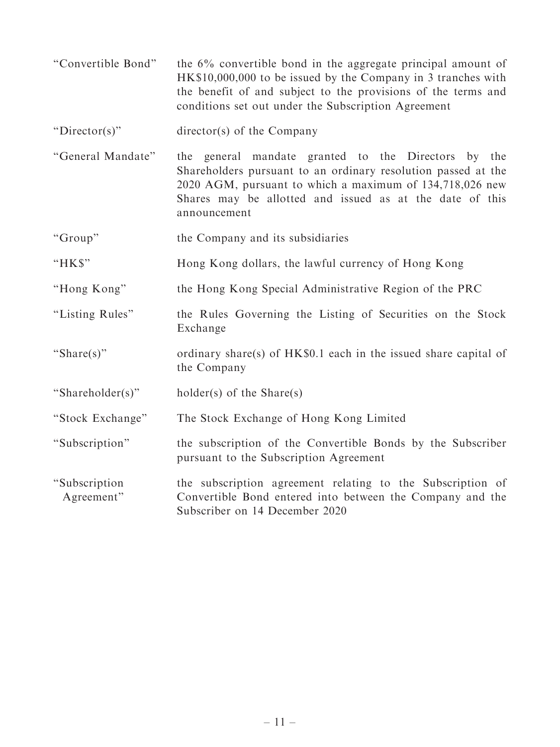| | |
|---|---|
| "Convertible Bond" | the 6% convertible bond in the aggregate principal amount of HK$10,000,000 to be issued by the Company in 3 tranches with the benefit of and subject to the provisions of the terms and conditions set out under the Subscription Agreement |
| "Director(s)" | director(s) of the Company |
| "General Mandate" | the general mandate granted to the Directors by the Shareholders pursuant to an ordinary resolution passed at the 2020 AGM, pursuant to which a maximum of 134,718,026 new Shares may be allotted and issued as at the date of this announcement |
| "Group" | the Company and its subsidiaries |
| "HK$" | Hong Kong dollars, the lawful currency of Hong Kong |
| "Hong Kong" | the Hong Kong Special Administrative Region of the PRC |
| "Listing Rules" | the Rules Governing the Listing of Securities on the Stock Exchange |
| "Share(s)" | ordinary share(s) of HK$0.1 each in the issued share capital of the Company |
| "Shareholder(s)" | holder(s) of the Share(s) |
| "Stock Exchange" | The Stock Exchange of Hong Kong Limited |
| "Subscription" | the subscription of the Convertible Bonds by the Subscriber pursuant to the Subscription Agreement |
| "Subscription Agreement" | the subscription agreement relating to the Subscription of Convertible Bond entered into between the Company and the Subscriber on 14 December 2020 |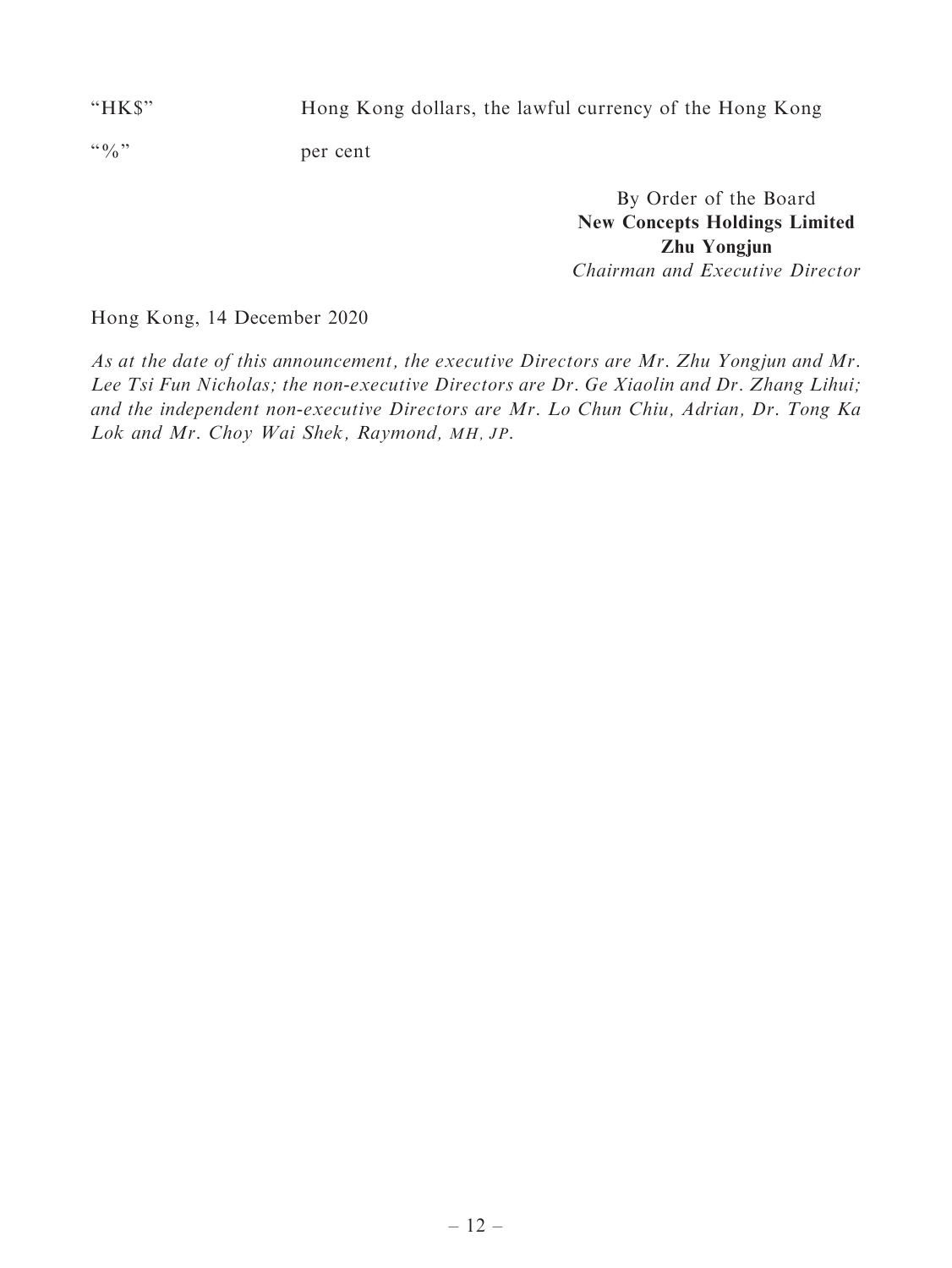| | |
|---|---|
| "HK$" | Hong Kong dollars, the lawful currency of the Hong Kong |
| "%" | per cent |

By Order of the Board
**New Concepts Holdings Limited**
**Zhu Yongjun**
*Chairman and Executive Director*

Hong Kong, 14 December 2020

*As at the date of this announcement, the executive Directors are Mr. Zhu Yongjun and Mr. Lee Tsi Fun Nicholas; the non-executive Directors are Dr. Ge Xiaolin and Dr. Zhang Lihui; and the independent non-executive Directors are Mr. Lo Chun Chiu, Adrian, Dr. Tong Ka Lok and Mr. Choy Wai Shek, Raymond, MH, JP.*